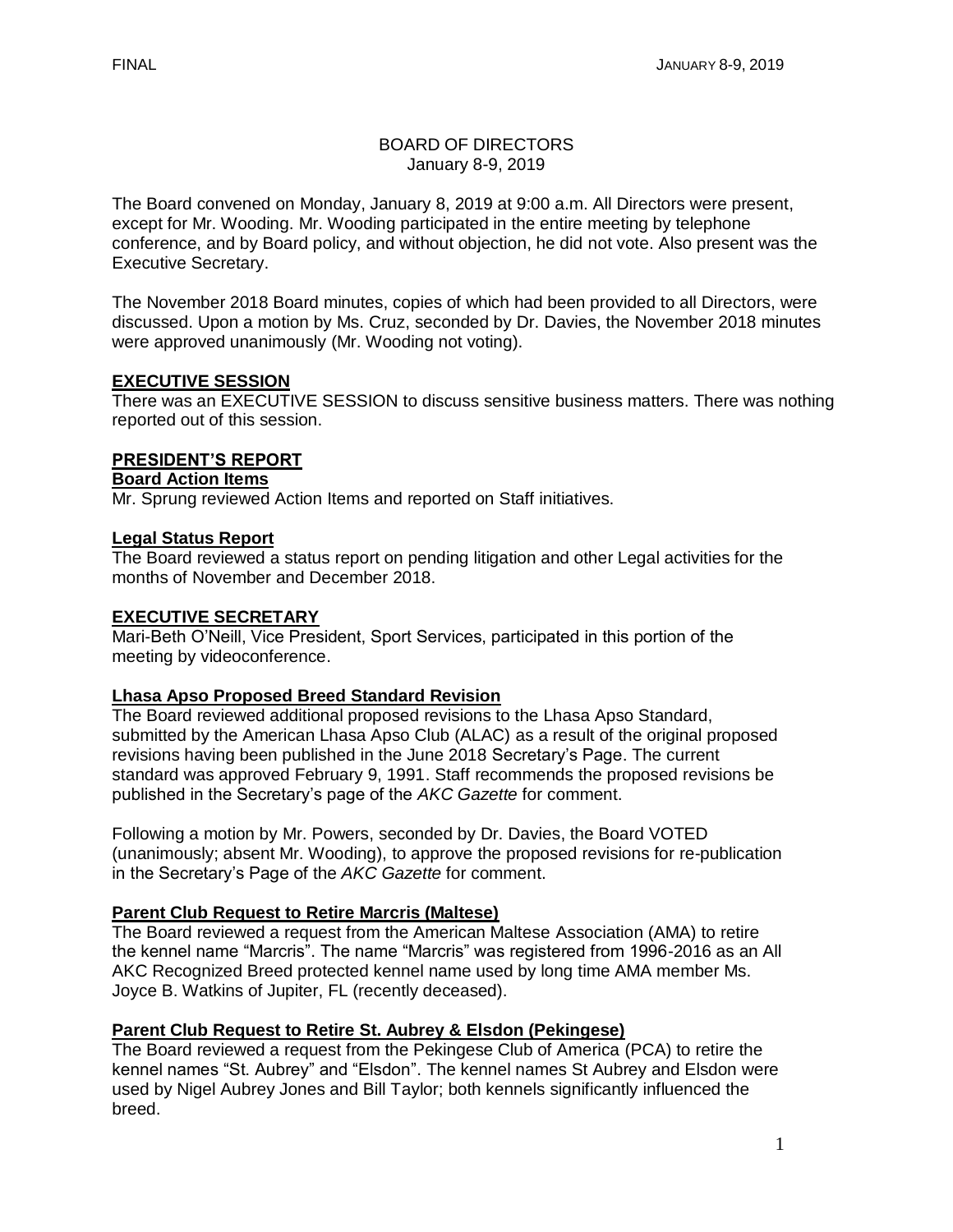FINAL JANUARY 8-9, 2019

BOARD OF DIRECTORS
January 8-9, 2019

The Board convened on Monday, January 8, 2019 at 9:00 a.m. All Directors were present, except for Mr. Wooding. Mr. Wooding participated in the entire meeting by telephone conference, and by Board policy, and without objection, he did not vote. Also present was the Executive Secretary.

The November 2018 Board minutes, copies of which had been provided to all Directors, were discussed. Upon a motion by Ms. Cruz, seconded by Dr. Davies, the November 2018 minutes were approved unanimously (Mr. Wooding not voting).

## EXECUTIVE SESSION

There was an EXECUTIVE SESSION to discuss sensitive business matters. There was nothing reported out of this session.

## PRESIDENT'S REPORT

### Board Action Items

Mr. Sprung reviewed Action Items and reported on Staff initiatives.

### Legal Status Report

The Board reviewed a status report on pending litigation and other Legal activities for the months of November and December 2018.

## EXECUTIVE SECRETARY

Mari-Beth O'Neill, Vice President, Sport Services, participated in this portion of the meeting by videoconference.

### Lhasa Apso Proposed Breed Standard Revision

The Board reviewed additional proposed revisions to the Lhasa Apso Standard, submitted by the American Lhasa Apso Club (ALAC) as a result of the original proposed revisions having been published in the June 2018 Secretary's Page. The current standard was approved February 9, 1991. Staff recommends the proposed revisions be published in the Secretary's page of the *AKC Gazette* for comment.

Following a motion by Mr. Powers, seconded by Dr. Davies, the Board VOTED (unanimously; absent Mr. Wooding), to approve the proposed revisions for re-publication in the Secretary's Page of the *AKC Gazette* for comment.

### Parent Club Request to Retire Marcris (Maltese)

The Board reviewed a request from the American Maltese Association (AMA) to retire the kennel name "Marcris". The name "Marcris" was registered from 1996-2016 as an All AKC Recognized Breed protected kennel name used by long time AMA member Ms. Joyce B. Watkins of Jupiter, FL (recently deceased).

### Parent Club Request to Retire St. Aubrey & Elsdon (Pekingese)

The Board reviewed a request from the Pekingese Club of America (PCA) to retire the kennel names "St. Aubrey" and "Elsdon". The kennel names St Aubrey and Elsdon were used by Nigel Aubrey Jones and Bill Taylor; both kennels significantly influenced the breed.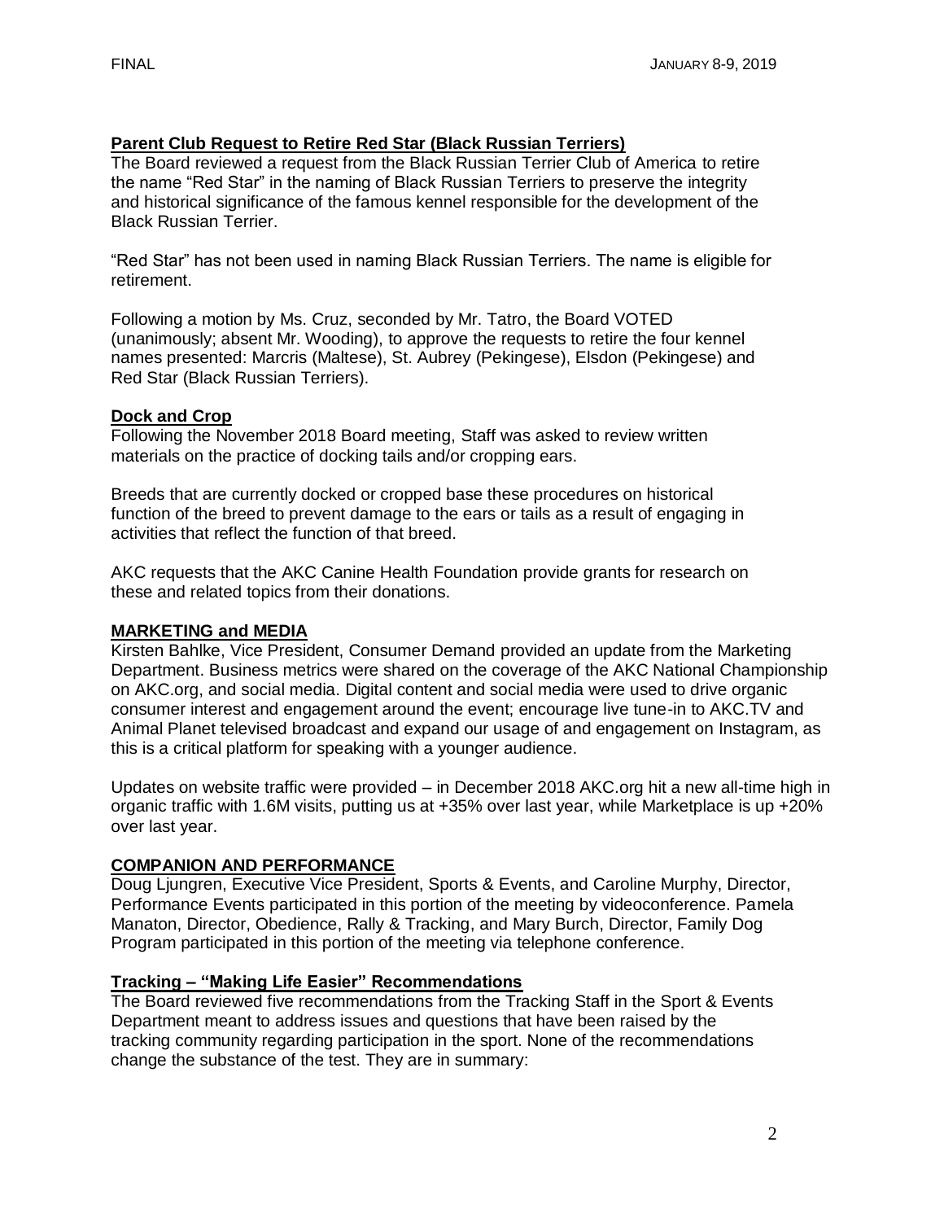**Parent Club Request to Retire Red Star (Black Russian Terriers)**

The Board reviewed a request from the Black Russian Terrier Club of America to retire the name "Red Star" in the naming of Black Russian Terriers to preserve the integrity and historical significance of the famous kennel responsible for the development of the Black Russian Terrier.

"Red Star" has not been used in naming Black Russian Terriers. The name is eligible for retirement.

Following a motion by Ms. Cruz, seconded by Mr. Tatro, the Board VOTED (unanimously; absent Mr. Wooding), to approve the requests to retire the four kennel names presented: Marcris (Maltese), St. Aubrey (Pekingese), Elsdon (Pekingese) and Red Star (Black Russian Terriers).

**Dock and Crop**

Following the November 2018 Board meeting, Staff was asked to review written materials on the practice of docking tails and/or cropping ears.

Breeds that are currently docked or cropped base these procedures on historical function of the breed to prevent damage to the ears or tails as a result of engaging in activities that reflect the function of that breed.

AKC requests that the AKC Canine Health Foundation provide grants for research on these and related topics from their donations.

**MARKETING and MEDIA**

Kirsten Bahlke, Vice President, Consumer Demand provided an update from the Marketing Department. Business metrics were shared on the coverage of the AKC National Championship on AKC.org, and social media. Digital content and social media were used to drive organic consumer interest and engagement around the event; encourage live tune-in to AKC.TV and Animal Planet televised broadcast and expand our usage of and engagement on Instagram, as this is a critical platform for speaking with a younger audience.

Updates on website traffic were provided – in December 2018 AKC.org hit a new all-time high in organic traffic with 1.6M visits, putting us at +35% over last year, while Marketplace is up +20% over last year.

**COMPANION AND PERFORMANCE**

Doug Ljungren, Executive Vice President, Sports & Events, and Caroline Murphy, Director, Performance Events participated in this portion of the meeting by videoconference. Pamela Manaton, Director, Obedience, Rally & Tracking, and Mary Burch, Director, Family Dog Program participated in this portion of the meeting via telephone conference.

**Tracking – "Making Life Easier" Recommendations**

The Board reviewed five recommendations from the Tracking Staff in the Sport & Events Department meant to address issues and questions that have been raised by the tracking community regarding participation in the sport. None of the recommendations change the substance of the test. They are in summary: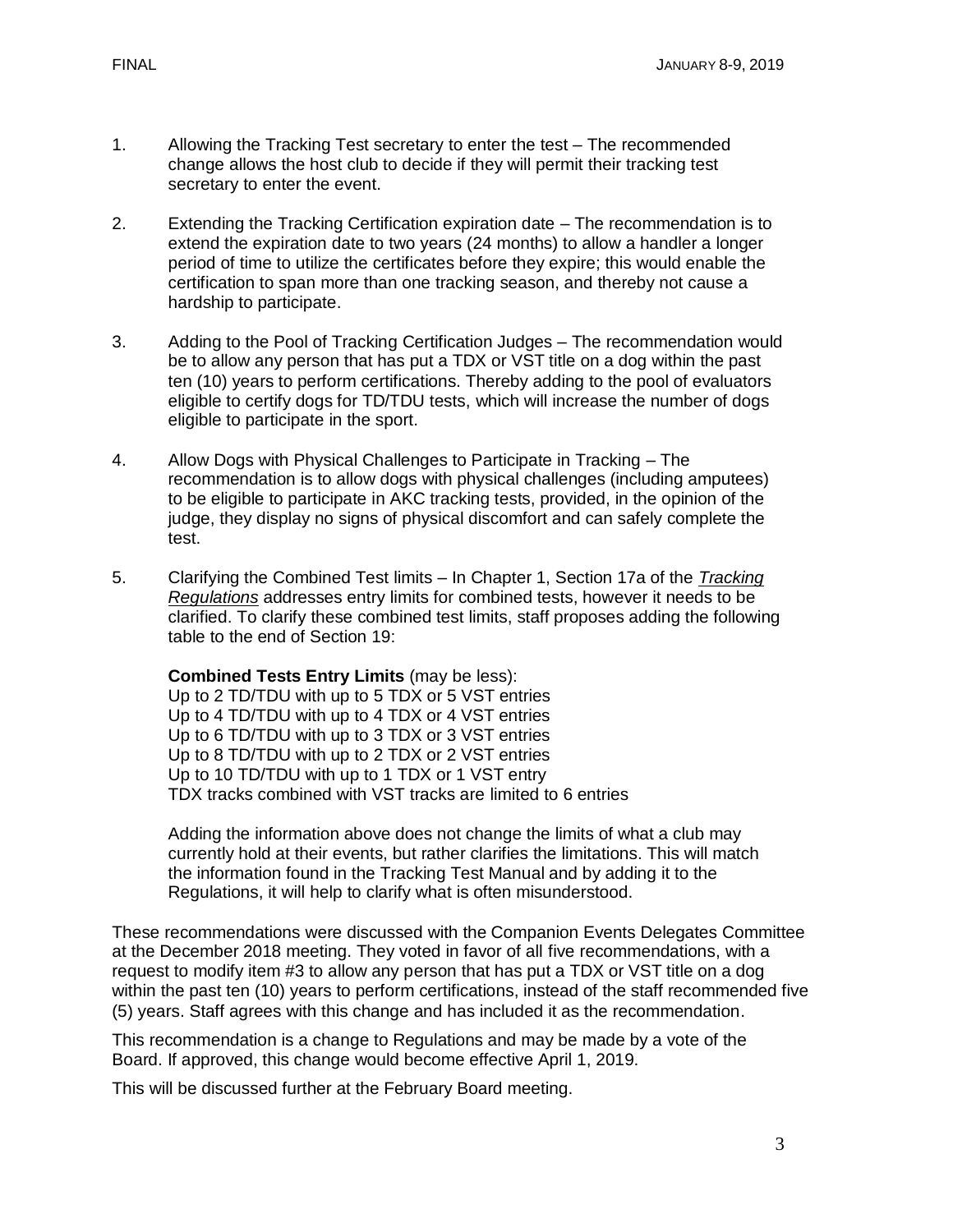1. Allowing the Tracking Test secretary to enter the test – The recommended change allows the host club to decide if they will permit their tracking test secretary to enter the event.

2. Extending the Tracking Certification expiration date – The recommendation is to extend the expiration date to two years (24 months) to allow a handler a longer period of time to utilize the certificates before they expire; this would enable the certification to span more than one tracking season, and thereby not cause a hardship to participate.

3. Adding to the Pool of Tracking Certification Judges – The recommendation would be to allow any person that has put a TDX or VST title on a dog within the past ten (10) years to perform certifications. Thereby adding to the pool of evaluators eligible to certify dogs for TD/TDU tests, which will increase the number of dogs eligible to participate in the sport.

4. Allow Dogs with Physical Challenges to Participate in Tracking – The recommendation is to allow dogs with physical challenges (including amputees) to be eligible to participate in AKC tracking tests, provided, in the opinion of the judge, they display no signs of physical discomfort and can safely complete the test.

5. Clarifying the Combined Test limits – In Chapter 1, Section 17a of the *Tracking Regulations* addresses entry limits for combined tests, however it needs to be clarified. To clarify these combined test limits, staff proposes adding the following table to the end of Section 19:

   **Combined Tests Entry Limits** (may be less):
   Up to 2 TD/TDU with up to 5 TDX or 5 VST entries
   Up to 4 TD/TDU with up to 4 TDX or 4 VST entries
   Up to 6 TD/TDU with up to 3 TDX or 3 VST entries
   Up to 8 TD/TDU with up to 2 TDX or 2 VST entries
   Up to 10 TD/TDU with up to 1 TDX or 1 VST entry
   TDX tracks combined with VST tracks are limited to 6 entries

   Adding the information above does not change the limits of what a club may currently hold at their events, but rather clarifies the limitations. This will match the information found in the Tracking Test Manual and by adding it to the Regulations, it will help to clarify what is often misunderstood.

These recommendations were discussed with the Companion Events Delegates Committee at the December 2018 meeting. They voted in favor of all five recommendations, with a request to modify item #3 to allow any person that has put a TDX or VST title on a dog within the past ten (10) years to perform certifications, instead of the staff recommended five (5) years. Staff agrees with this change and has included it as the recommendation.

This recommendation is a change to Regulations and may be made by a vote of the Board. If approved, this change would become effective April 1, 2019.

This will be discussed further at the February Board meeting.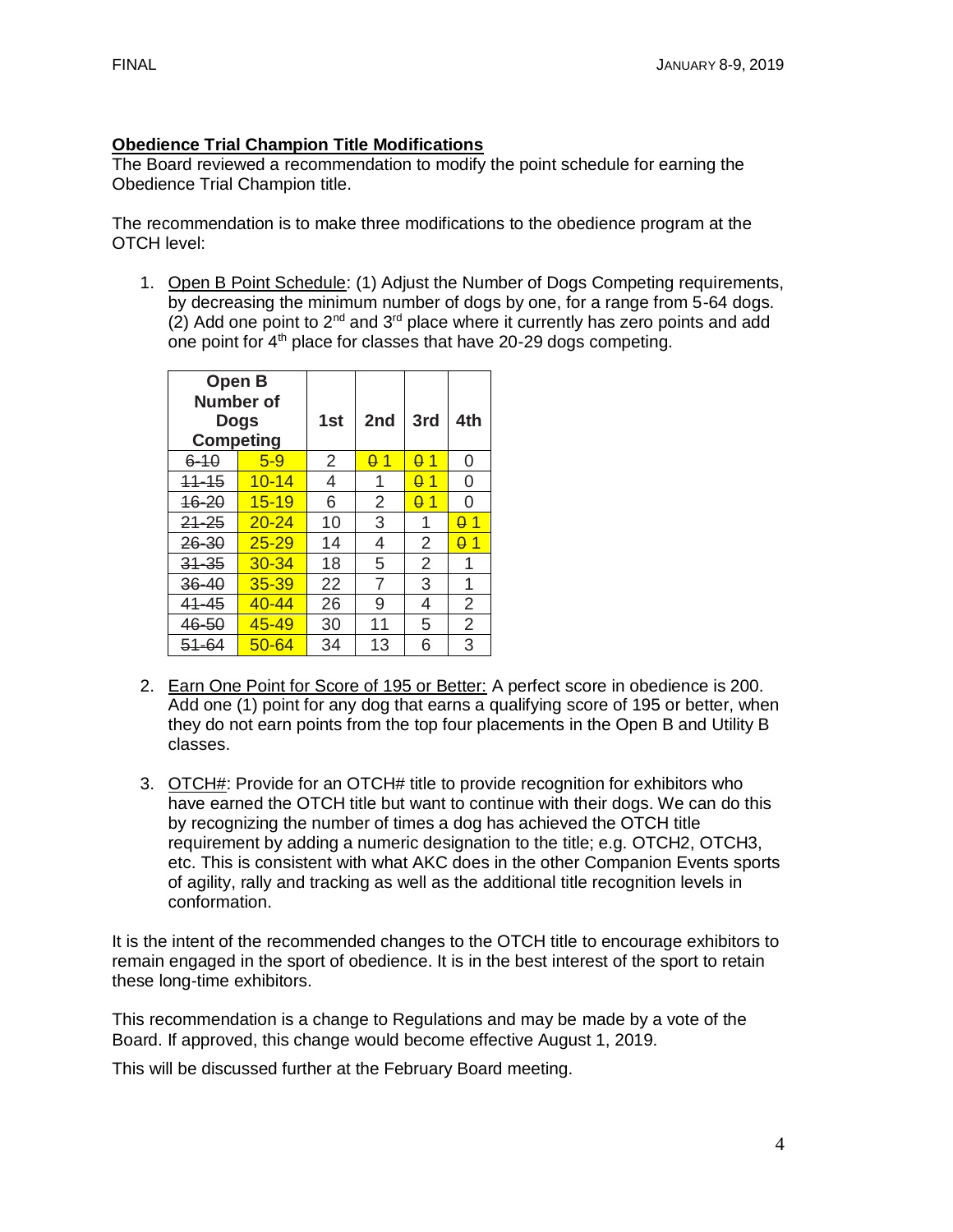**Obedience Trial Champion Title Modifications**

The Board reviewed a recommendation to modify the point schedule for earning the Obedience Trial Champion title.

The recommendation is to make three modifications to the obedience program at the OTCH level:

1. Open B Point Schedule: (1) Adjust the Number of Dogs Competing requirements, by decreasing the minimum number of dogs by one, for a range from 5-64 dogs. (2) Add one point to 2nd and 3rd place where it currently has zero points and add one point for 4th place for classes that have 20-29 dogs competing.

| Open B Number of Dogs Competing | | 1st | 2nd | 3rd | 4th |
|---|---|---|---|---|---|
| ~~6-10~~ | 5-9 | 2 | ~~0~~ 1 | ~~0~~ 1 | 0 |
| ~~11-15~~ | 10-14 | 4 | 1 | ~~0~~ 1 | 0 |
| ~~16-20~~ | 15-19 | 6 | 2 | ~~0~~ 1 | 0 |
| ~~21-25~~ | 20-24 | 10 | 3 | 1 | ~~0~~ 1 |
| ~~26-30~~ | 25-29 | 14 | 4 | 2 | ~~0~~ 1 |
| ~~31-35~~ | 30-34 | 18 | 5 | 2 | 1 |
| ~~36-40~~ | 35-39 | 22 | 7 | 3 | 1 |
| ~~41-45~~ | 40-44 | 26 | 9 | 4 | 2 |
| ~~46-50~~ | 45-49 | 30 | 11 | 5 | 2 |
| ~~51-64~~ | 50-64 | 34 | 13 | 6 | 3 |

2. Earn One Point for Score of 195 or Better: A perfect score in obedience is 200. Add one (1) point for any dog that earns a qualifying score of 195 or better, when they do not earn points from the top four placements in the Open B and Utility B classes.

3. OTCH#: Provide for an OTCH# title to provide recognition for exhibitors who have earned the OTCH title but want to continue with their dogs. We can do this by recognizing the number of times a dog has achieved the OTCH title requirement by adding a numeric designation to the title; e.g. OTCH2, OTCH3, etc. This is consistent with what AKC does in the other Companion Events sports of agility, rally and tracking as well as the additional title recognition levels in conformation.

It is the intent of the recommended changes to the OTCH title to encourage exhibitors to remain engaged in the sport of obedience. It is in the best interest of the sport to retain these long-time exhibitors.

This recommendation is a change to Regulations and may be made by a vote of the Board. If approved, this change would become effective August 1, 2019.

This will be discussed further at the February Board meeting.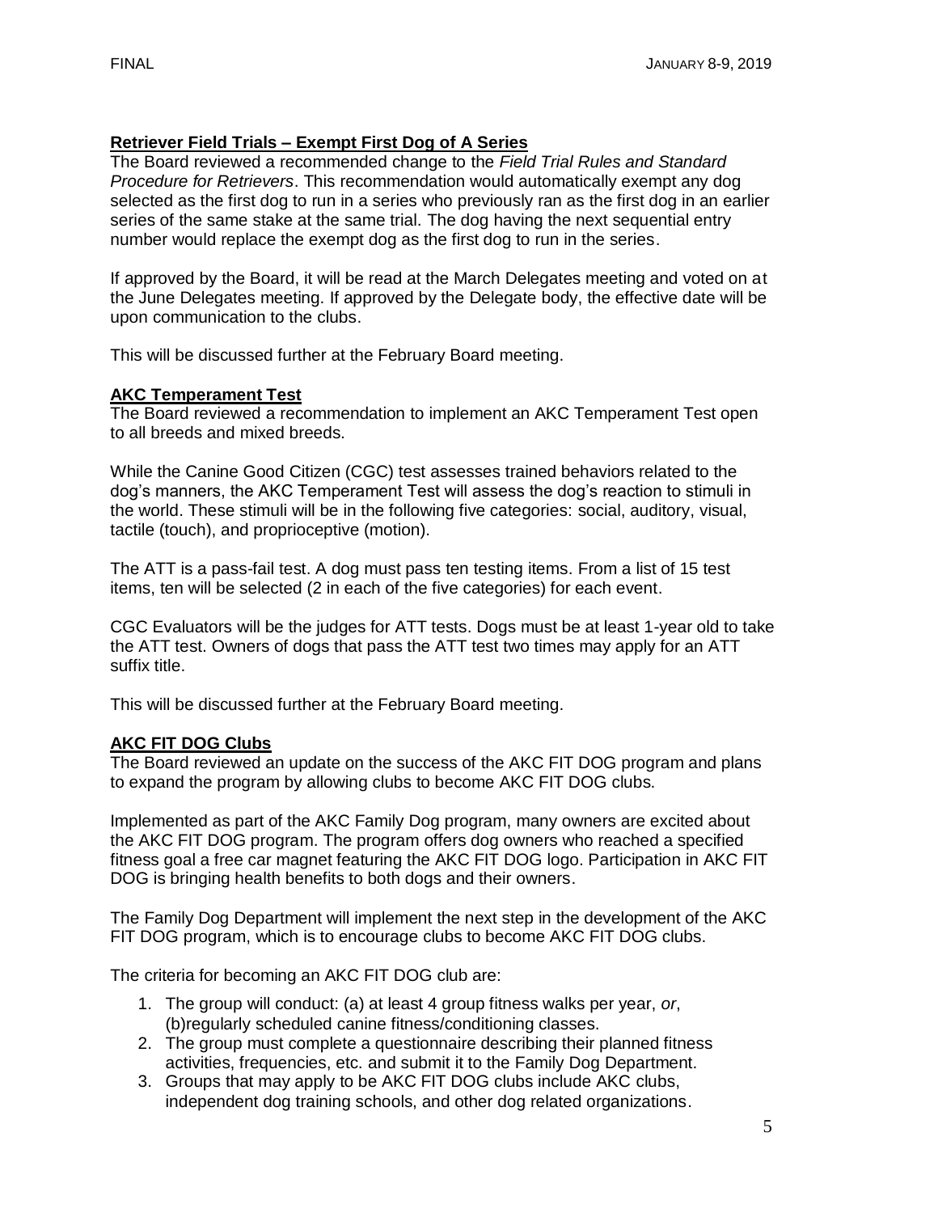**Retriever Field Trials – Exempt First Dog of A Series**

The Board reviewed a recommended change to the *Field Trial Rules and Standard Procedure for Retrievers*. This recommendation would automatically exempt any dog selected as the first dog to run in a series who previously ran as the first dog in an earlier series of the same stake at the same trial. The dog having the next sequential entry number would replace the exempt dog as the first dog to run in the series.

If approved by the Board, it will be read at the March Delegates meeting and voted on at the June Delegates meeting. If approved by the Delegate body, the effective date will be upon communication to the clubs.

This will be discussed further at the February Board meeting.

**AKC Temperament Test**

The Board reviewed a recommendation to implement an AKC Temperament Test open to all breeds and mixed breeds.

While the Canine Good Citizen (CGC) test assesses trained behaviors related to the dog's manners, the AKC Temperament Test will assess the dog's reaction to stimuli in the world. These stimuli will be in the following five categories: social, auditory, visual, tactile (touch), and proprioceptive (motion).

The ATT is a pass-fail test. A dog must pass ten testing items. From a list of 15 test items, ten will be selected (2 in each of the five categories) for each event.

CGC Evaluators will be the judges for ATT tests. Dogs must be at least 1-year old to take the ATT test. Owners of dogs that pass the ATT test two times may apply for an ATT suffix title.

This will be discussed further at the February Board meeting.

**AKC FIT DOG Clubs**

The Board reviewed an update on the success of the AKC FIT DOG program and plans to expand the program by allowing clubs to become AKC FIT DOG clubs.

Implemented as part of the AKC Family Dog program, many owners are excited about the AKC FIT DOG program. The program offers dog owners who reached a specified fitness goal a free car magnet featuring the AKC FIT DOG logo. Participation in AKC FIT DOG is bringing health benefits to both dogs and their owners.

The Family Dog Department will implement the next step in the development of the AKC FIT DOG program, which is to encourage clubs to become AKC FIT DOG clubs.

The criteria for becoming an AKC FIT DOG club are:

1. The group will conduct: (a) at least 4 group fitness walks per year, *or*, (b)regularly scheduled canine fitness/conditioning classes.
2. The group must complete a questionnaire describing their planned fitness activities, frequencies, etc. and submit it to the Family Dog Department.
3. Groups that may apply to be AKC FIT DOG clubs include AKC clubs, independent dog training schools, and other dog related organizations.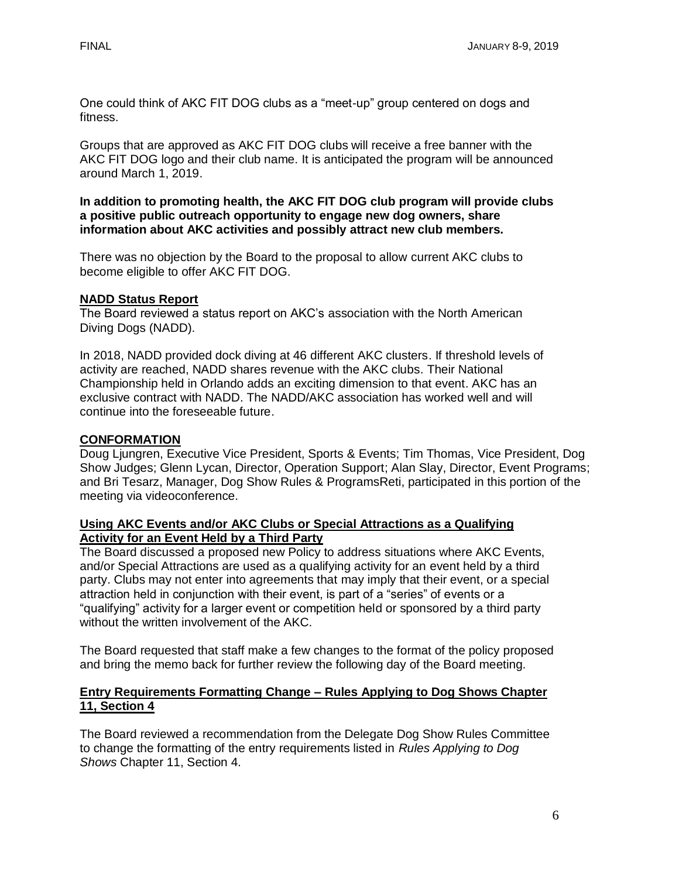One could think of AKC FIT DOG clubs as a "meet-up" group centered on dogs and fitness.

Groups that are approved as AKC FIT DOG clubs will receive a free banner with the AKC FIT DOG logo and their club name. It is anticipated the program will be announced around March 1, 2019.

**In addition to promoting health, the AKC FIT DOG club program will provide clubs a positive public outreach opportunity to engage new dog owners, share information about AKC activities and possibly attract new club members.**

There was no objection by the Board to the proposal to allow current AKC clubs to become eligible to offer AKC FIT DOG.

## NADD Status Report

The Board reviewed a status report on AKC's association with the North American Diving Dogs (NADD).

In 2018, NADD provided dock diving at 46 different AKC clusters. If threshold levels of activity are reached, NADD shares revenue with the AKC clubs. Their National Championship held in Orlando adds an exciting dimension to that event. AKC has an exclusive contract with NADD. The NADD/AKC association has worked well and will continue into the foreseeable future.

## CONFORMATION

Doug Ljungren, Executive Vice President, Sports & Events; Tim Thomas, Vice President, Dog Show Judges; Glenn Lycan, Director, Operation Support; Alan Slay, Director, Event Programs; and Bri Tesarz, Manager, Dog Show Rules & ProgramsReti, participated in this portion of the meeting via videoconference.

## Using AKC Events and/or AKC Clubs or Special Attractions as a Qualifying Activity for an Event Held by a Third Party

The Board discussed a proposed new Policy to address situations where AKC Events, and/or Special Attractions are used as a qualifying activity for an event held by a third party. Clubs may not enter into agreements that may imply that their event, or a special attraction held in conjunction with their event, is part of a "series" of events or a "qualifying" activity for a larger event or competition held or sponsored by a third party without the written involvement of the AKC.

The Board requested that staff make a few changes to the format of the policy proposed and bring the memo back for further review the following day of the Board meeting.

## Entry Requirements Formatting Change – Rules Applying to Dog Shows Chapter 11, Section 4

The Board reviewed a recommendation from the Delegate Dog Show Rules Committee to change the formatting of the entry requirements listed in *Rules Applying to Dog Shows* Chapter 11, Section 4.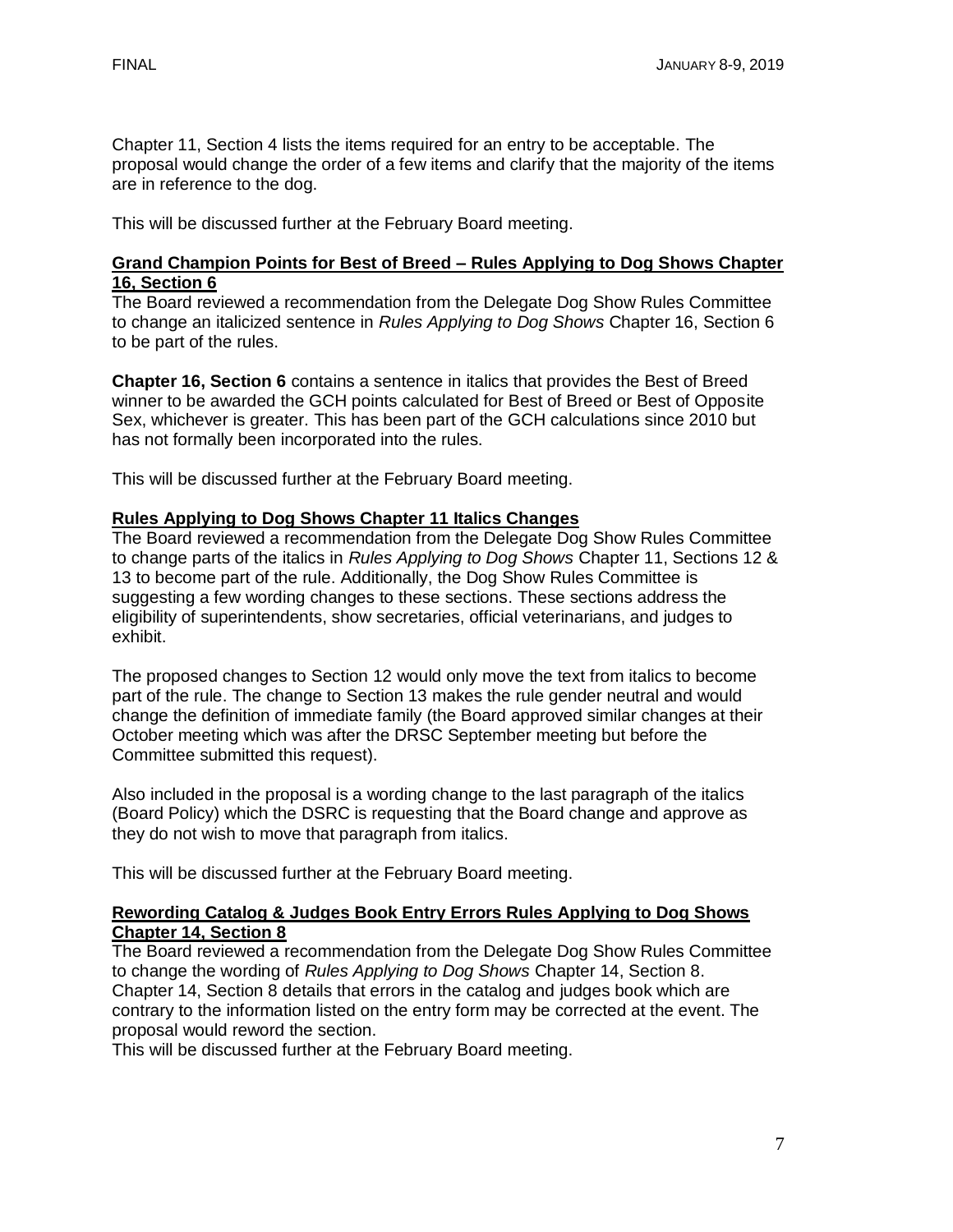Chapter 11, Section 4 lists the items required for an entry to be acceptable. The proposal would change the order of a few items and clarify that the majority of the items are in reference to the dog.

This will be discussed further at the February Board meeting.

**Grand Champion Points for Best of Breed – Rules Applying to Dog Shows Chapter 16, Section 6**

The Board reviewed a recommendation from the Delegate Dog Show Rules Committee to change an italicized sentence in *Rules Applying to Dog Shows* Chapter 16, Section 6 to be part of the rules.

**Chapter 16, Section 6** contains a sentence in italics that provides the Best of Breed winner to be awarded the GCH points calculated for Best of Breed or Best of Opposite Sex, whichever is greater. This has been part of the GCH calculations since 2010 but has not formally been incorporated into the rules.

This will be discussed further at the February Board meeting.

**Rules Applying to Dog Shows Chapter 11 Italics Changes**

The Board reviewed a recommendation from the Delegate Dog Show Rules Committee to change parts of the italics in *Rules Applying to Dog Shows* Chapter 11, Sections 12 & 13 to become part of the rule. Additionally, the Dog Show Rules Committee is suggesting a few wording changes to these sections. These sections address the eligibility of superintendents, show secretaries, official veterinarians, and judges to exhibit.

The proposed changes to Section 12 would only move the text from italics to become part of the rule. The change to Section 13 makes the rule gender neutral and would change the definition of immediate family (the Board approved similar changes at their October meeting which was after the DRSC September meeting but before the Committee submitted this request).

Also included in the proposal is a wording change to the last paragraph of the italics (Board Policy) which the DSRC is requesting that the Board change and approve as they do not wish to move that paragraph from italics.

This will be discussed further at the February Board meeting.

**Rewording Catalog & Judges Book Entry Errors Rules Applying to Dog Shows Chapter 14, Section 8**

The Board reviewed a recommendation from the Delegate Dog Show Rules Committee to change the wording of *Rules Applying to Dog Shows* Chapter 14, Section 8. Chapter 14, Section 8 details that errors in the catalog and judges book which are contrary to the information listed on the entry form may be corrected at the event. The proposal would reword the section.

This will be discussed further at the February Board meeting.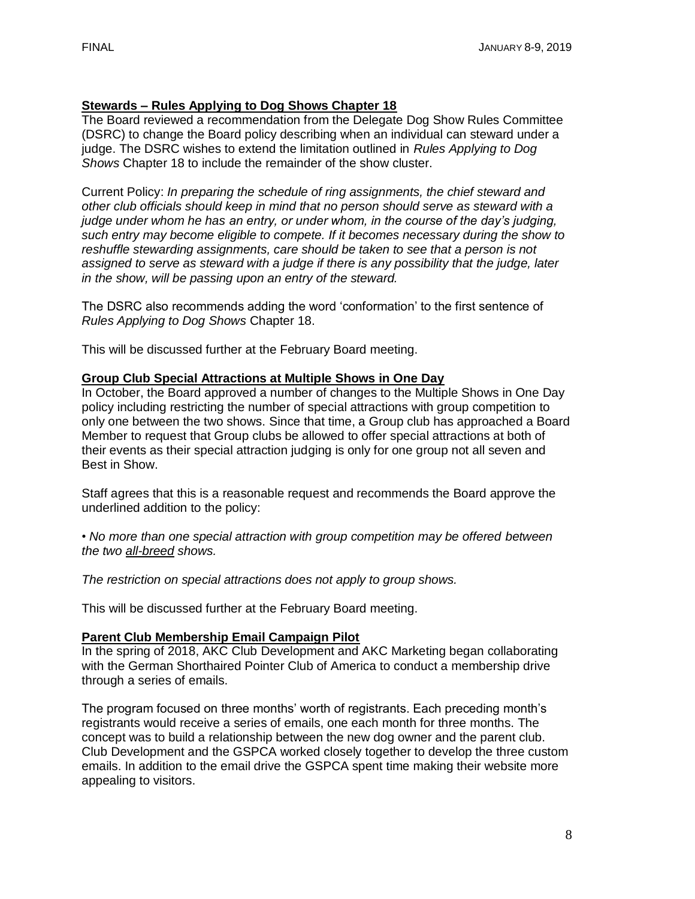**Stewards – Rules Applying to Dog Shows Chapter 18**

The Board reviewed a recommendation from the Delegate Dog Show Rules Committee (DSRC) to change the Board policy describing when an individual can steward under a judge. The DSRC wishes to extend the limitation outlined in *Rules Applying to Dog Shows* Chapter 18 to include the remainder of the show cluster.

Current Policy: *In preparing the schedule of ring assignments, the chief steward and other club officials should keep in mind that no person should serve as steward with a judge under whom he has an entry, or under whom, in the course of the day's judging, such entry may become eligible to compete. If it becomes necessary during the show to reshuffle stewarding assignments, care should be taken to see that a person is not assigned to serve as steward with a judge if there is any possibility that the judge, later in the show, will be passing upon an entry of the steward.*

The DSRC also recommends adding the word 'conformation' to the first sentence of *Rules Applying to Dog Shows* Chapter 18.

This will be discussed further at the February Board meeting.

**Group Club Special Attractions at Multiple Shows in One Day**

In October, the Board approved a number of changes to the Multiple Shows in One Day policy including restricting the number of special attractions with group competition to only one between the two shows. Since that time, a Group club has approached a Board Member to request that Group clubs be allowed to offer special attractions at both of their events as their special attraction judging is only for one group not all seven and Best in Show.

Staff agrees that this is a reasonable request and recommends the Board approve the underlined addition to the policy:

• *No more than one special attraction with group competition may be offered between the two all-breed shows.*

*The restriction on special attractions does not apply to group shows.*

This will be discussed further at the February Board meeting.

**Parent Club Membership Email Campaign Pilot**

In the spring of 2018, AKC Club Development and AKC Marketing began collaborating with the German Shorthaired Pointer Club of America to conduct a membership drive through a series of emails.

The program focused on three months' worth of registrants. Each preceding month's registrants would receive a series of emails, one each month for three months. The concept was to build a relationship between the new dog owner and the parent club. Club Development and the GSPCA worked closely together to develop the three custom emails. In addition to the email drive the GSPCA spent time making their website more appealing to visitors.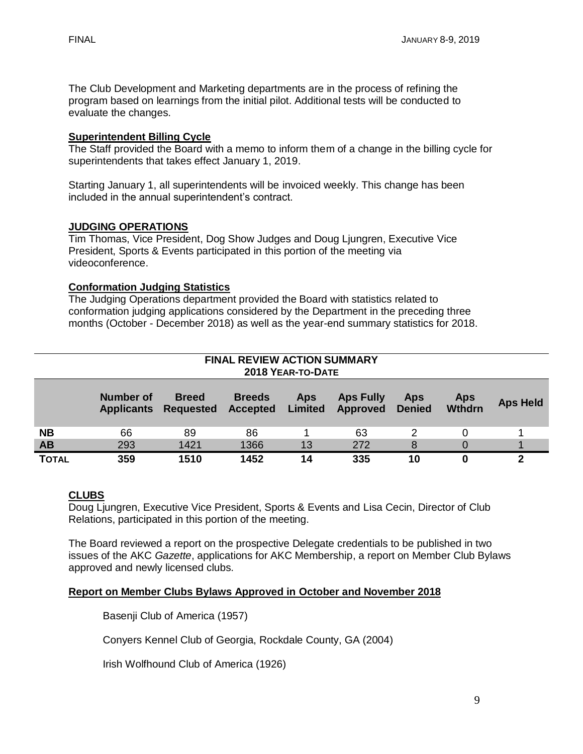The Club Development and Marketing departments are in the process of refining the program based on learnings from the initial pilot. Additional tests will be conducted to evaluate the changes.

**Superintendent Billing Cycle**

The Staff provided the Board with a memo to inform them of a change in the billing cycle for superintendents that takes effect January 1, 2019.

Starting January 1, all superintendents will be invoiced weekly. This change has been included in the annual superintendent's contract.

## JUDGING OPERATIONS

Tim Thomas, Vice President, Dog Show Judges and Doug Ljungren, Executive Vice President, Sports & Events participated in this portion of the meeting via videoconference.

**Conformation Judging Statistics**

The Judging Operations department provided the Board with statistics related to conformation judging applications considered by the Department in the preceding three months (October - December 2018) as well as the year-end summary statistics for 2018.

**FINAL REVIEW ACTION SUMMARY**
**2018 YEAR-TO-DATE**

| | Number of Applicants | Breed Requested | Breeds Accepted | Aps Limited | Aps Fully Approved | Aps Denied | Aps Wthdrn | Aps Held |
|---|---|---|---|---|---|---|---|---|
| **NB** | 66 | 89 | 86 | 1 | 63 | 2 | 0 | 1 |
| **AB** | 293 | 1421 | 1366 | 13 | 272 | 8 | 0 | 1 |
| **TOTAL** | **359** | **1510** | **1452** | **14** | **335** | **10** | **0** | **2** |

## CLUBS

Doug Ljungren, Executive Vice President, Sports & Events and Lisa Cecin, Director of Club Relations, participated in this portion of the meeting.

The Board reviewed a report on the prospective Delegate credentials to be published in two issues of the AKC *Gazette*, applications for AKC Membership, a report on Member Club Bylaws approved and newly licensed clubs.

**Report on Member Clubs Bylaws Approved in October and November 2018**

Basenji Club of America (1957)

Conyers Kennel Club of Georgia, Rockdale County, GA (2004)

Irish Wolfhound Club of America (1926)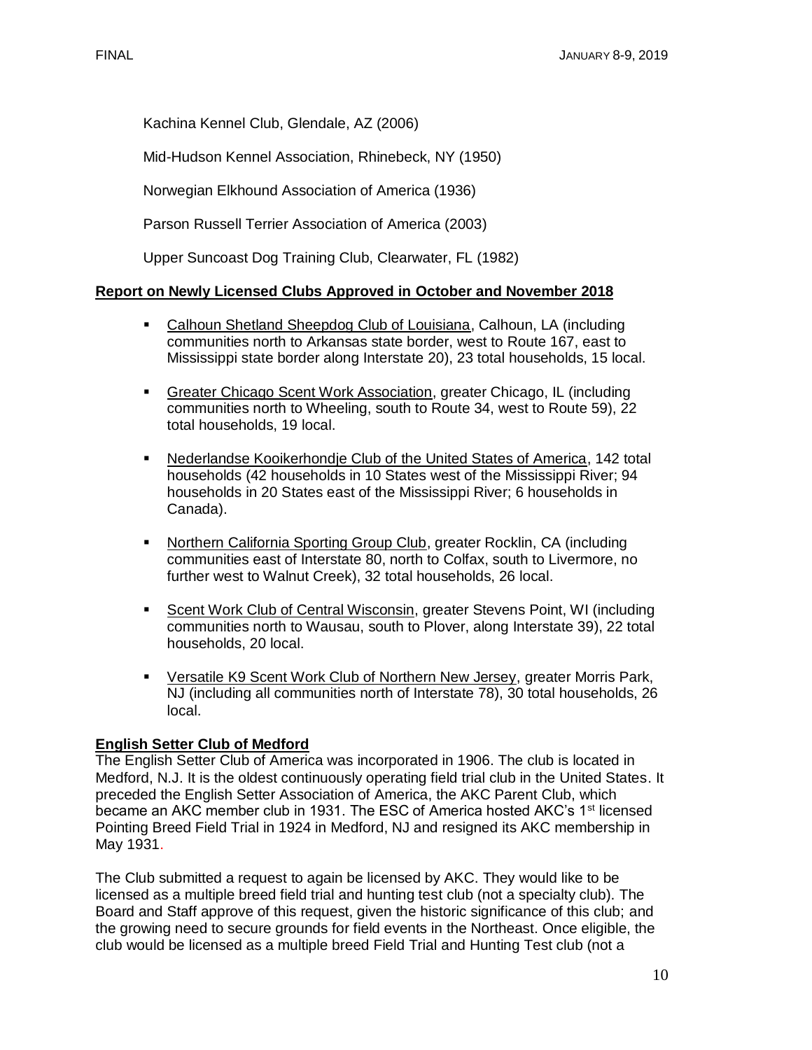Kachina Kennel Club, Glendale, AZ (2006)

Mid-Hudson Kennel Association, Rhinebeck, NY (1950)

Norwegian Elkhound Association of America (1936)

Parson Russell Terrier Association of America (2003)

Upper Suncoast Dog Training Club, Clearwater, FL (1982)

**Report on Newly Licensed Clubs Approved in October and November 2018**

- Calhoun Shetland Sheepdog Club of Louisiana, Calhoun, LA (including communities north to Arkansas state border, west to Route 167, east to Mississippi state border along Interstate 20), 23 total households, 15 local.
- Greater Chicago Scent Work Association, greater Chicago, IL (including communities north to Wheeling, south to Route 34, west to Route 59), 22 total households, 19 local.
- Nederlandse Kooikerhondje Club of the United States of America, 142 total households (42 households in 10 States west of the Mississippi River; 94 households in 20 States east of the Mississippi River; 6 households in Canada).
- Northern California Sporting Group Club, greater Rocklin, CA (including communities east of Interstate 80, north to Colfax, south to Livermore, no further west to Walnut Creek), 32 total households, 26 local.
- Scent Work Club of Central Wisconsin, greater Stevens Point, WI (including communities north to Wausau, south to Plover, along Interstate 39), 22 total households, 20 local.
- Versatile K9 Scent Work Club of Northern New Jersey, greater Morris Park, NJ (including all communities north of Interstate 78), 30 total households, 26 local.

**English Setter Club of Medford**

The English Setter Club of America was incorporated in 1906. The club is located in Medford, N.J. It is the oldest continuously operating field trial club in the United States. It preceded the English Setter Association of America, the AKC Parent Club, which became an AKC member club in 1931. The ESC of America hosted AKC's 1st licensed Pointing Breed Field Trial in 1924 in Medford, NJ and resigned its AKC membership in May 1931.

The Club submitted a request to again be licensed by AKC. They would like to be licensed as a multiple breed field trial and hunting test club (not a specialty club). The Board and Staff approve of this request, given the historic significance of this club; and the growing need to secure grounds for field events in the Northeast. Once eligible, the club would be licensed as a multiple breed Field Trial and Hunting Test club (not a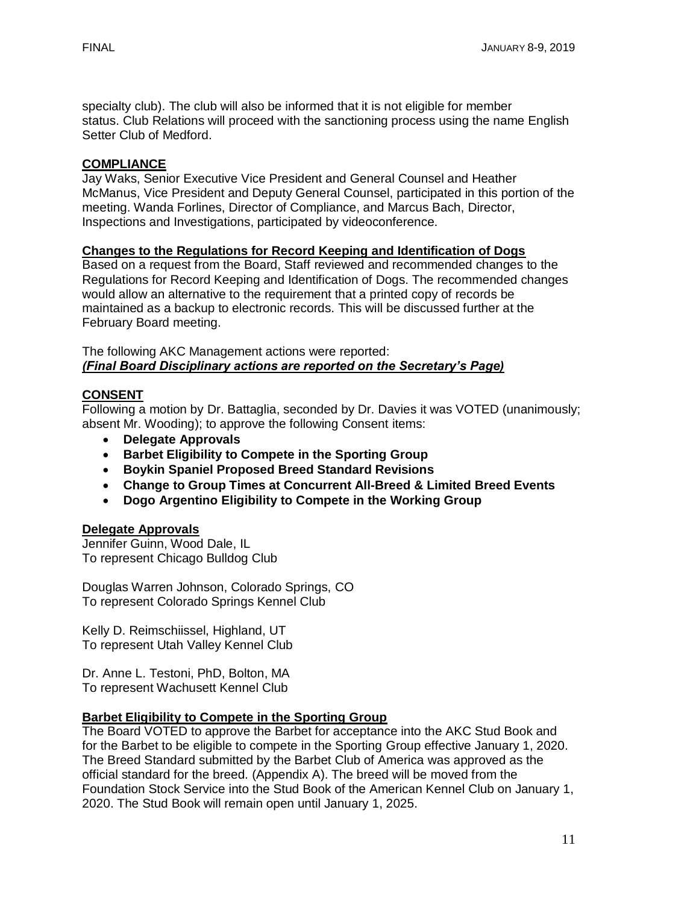specialty club). The club will also be informed that it is not eligible for member status. Club Relations will proceed with the sanctioning process using the name English Setter Club of Medford.

## COMPLIANCE

Jay Waks, Senior Executive Vice President and General Counsel and Heather McManus, Vice President and Deputy General Counsel, participated in this portion of the meeting. Wanda Forlines, Director of Compliance, and Marcus Bach, Director, Inspections and Investigations, participated by videoconference.

### Changes to the Regulations for Record Keeping and Identification of Dogs

Based on a request from the Board, Staff reviewed and recommended changes to the Regulations for Record Keeping and Identification of Dogs. The recommended changes would allow an alternative to the requirement that a printed copy of records be maintained as a backup to electronic records. This will be discussed further at the February Board meeting.

The following AKC Management actions were reported:
***(Final Board Disciplinary actions are reported on the Secretary's Page)***

## CONSENT

Following a motion by Dr. Battaglia, seconded by Dr. Davies it was VOTED (unanimously; absent Mr. Wooding); to approve the following Consent items:

- **Delegate Approvals**
- **Barbet Eligibility to Compete in the Sporting Group**
- **Boykin Spaniel Proposed Breed Standard Revisions**
- **Change to Group Times at Concurrent All-Breed & Limited Breed Events**
- **Dogo Argentino Eligibility to Compete in the Working Group**

### Delegate Approvals

Jennifer Guinn, Wood Dale, IL
To represent Chicago Bulldog Club

Douglas Warren Johnson, Colorado Springs, CO
To represent Colorado Springs Kennel Club

Kelly D. Reimschiissel, Highland, UT
To represent Utah Valley Kennel Club

Dr. Anne L. Testoni, PhD, Bolton, MA
To represent Wachusett Kennel Club

### Barbet Eligibility to Compete in the Sporting Group

The Board VOTED to approve the Barbet for acceptance into the AKC Stud Book and for the Barbet to be eligible to compete in the Sporting Group effective January 1, 2020. The Breed Standard submitted by the Barbet Club of America was approved as the official standard for the breed. (Appendix A). The breed will be moved from the Foundation Stock Service into the Stud Book of the American Kennel Club on January 1, 2020. The Stud Book will remain open until January 1, 2025.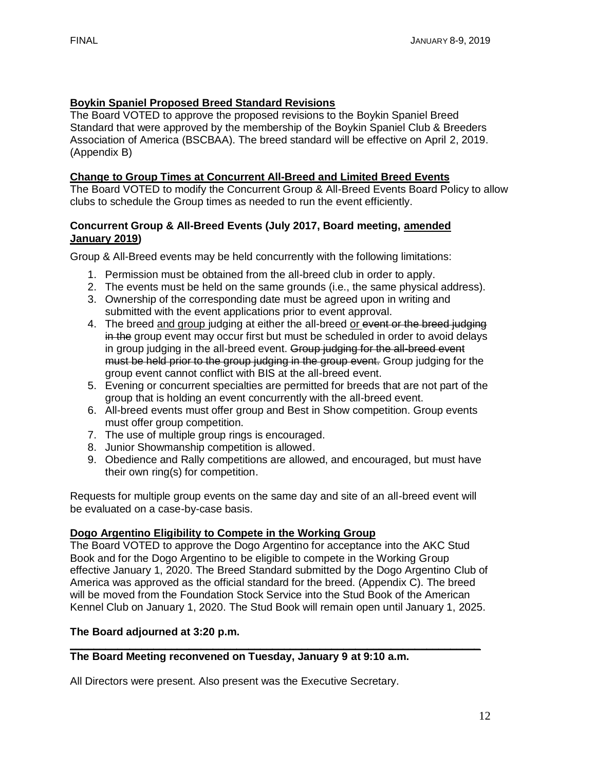**Boykin Spaniel Proposed Breed Standard Revisions**

The Board VOTED to approve the proposed revisions to the Boykin Spaniel Breed Standard that were approved by the membership of the Boykin Spaniel Club & Breeders Association of America (BSCBAA). The breed standard will be effective on April 2, 2019. (Appendix B)

**Change to Group Times at Concurrent All-Breed and Limited Breed Events**

The Board VOTED to modify the Concurrent Group & All-Breed Events Board Policy to allow clubs to schedule the Group times as needed to run the event efficiently.

**Concurrent Group & All-Breed Events (July 2017, Board meeting, amended January 2019)**

Group & All-Breed events may be held concurrently with the following limitations:

1. Permission must be obtained from the all-breed club in order to apply.
2. The events must be held on the same grounds (i.e., the same physical address).
3. Ownership of the corresponding date must be agreed upon in writing and submitted with the event applications prior to event approval.
4. The breed and group judging at either the all-breed or ~~event or the breed judging in the~~ group event may occur first but must be scheduled in order to avoid delays in group judging in the all-breed event. ~~Group judging for the all-breed event must be held prior to the group judging in the group event.~~ Group judging for the group event cannot conflict with BIS at the all-breed event.
5. Evening or concurrent specialties are permitted for breeds that are not part of the group that is holding an event concurrently with the all-breed event.
6. All-breed events must offer group and Best in Show competition. Group events must offer group competition.
7. The use of multiple group rings is encouraged.
8. Junior Showmanship competition is allowed.
9. Obedience and Rally competitions are allowed, and encouraged, but must have their own ring(s) for competition.

Requests for multiple group events on the same day and site of an all-breed event will be evaluated on a case-by-case basis.

**Dogo Argentino Eligibility to Compete in the Working Group**

The Board VOTED to approve the Dogo Argentino for acceptance into the AKC Stud Book and for the Dogo Argentino to be eligible to compete in the Working Group effective January 1, 2020. The Breed Standard submitted by the Dogo Argentino Club of America was approved as the official standard for the breed. (Appendix C). The breed will be moved from the Foundation Stock Service into the Stud Book of the American Kennel Club on January 1, 2020. The Stud Book will remain open until January 1, 2025.

**The Board adjourned at 3:20 p.m.**

---

**The Board Meeting reconvened on Tuesday, January 9 at 9:10 a.m.**

All Directors were present. Also present was the Executive Secretary.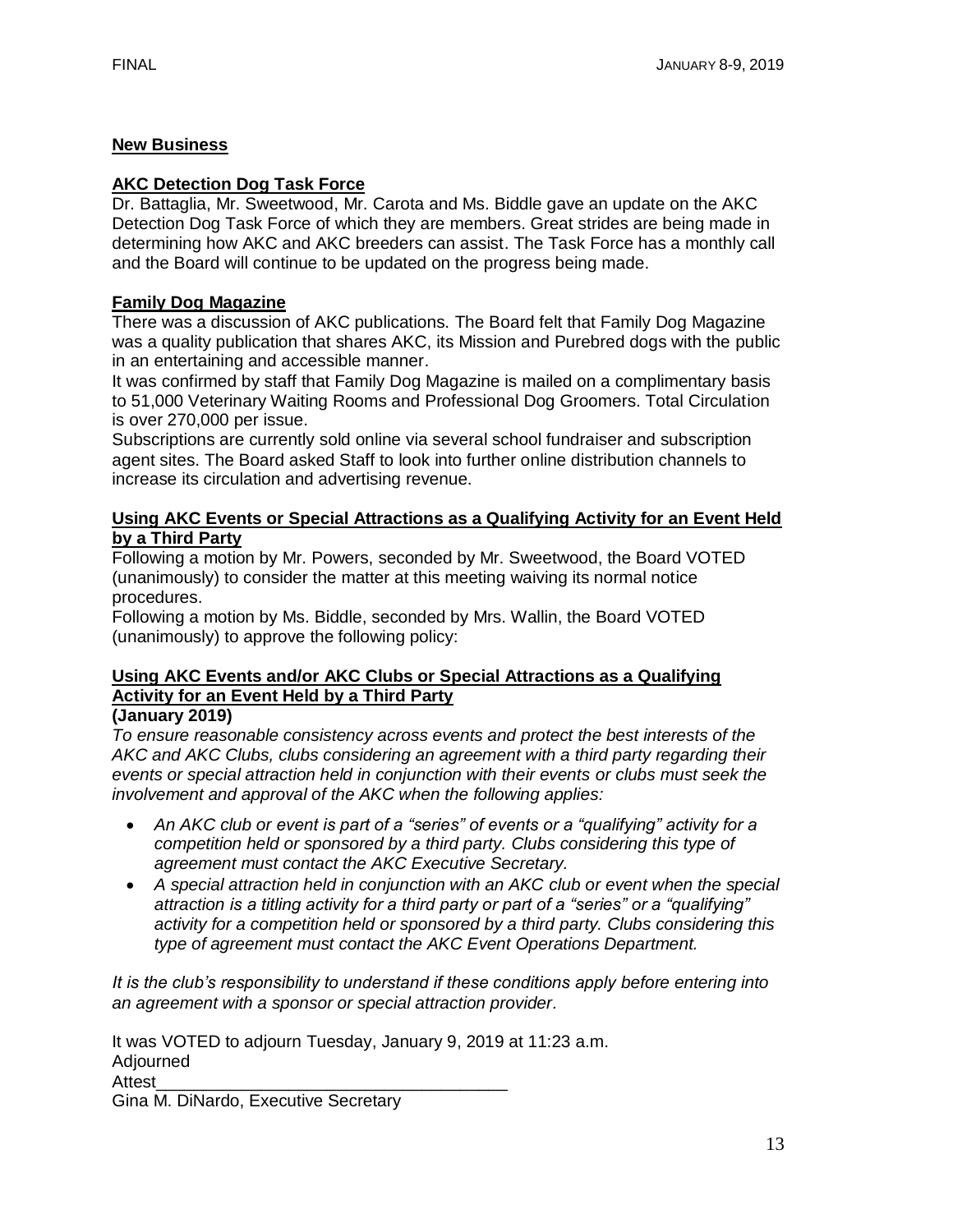**New Business**

**AKC Detection Dog Task Force**

Dr. Battaglia, Mr. Sweetwood, Mr. Carota and Ms. Biddle gave an update on the AKC Detection Dog Task Force of which they are members. Great strides are being made in determining how AKC and AKC breeders can assist. The Task Force has a monthly call and the Board will continue to be updated on the progress being made.

**Family Dog Magazine**

There was a discussion of AKC publications. The Board felt that Family Dog Magazine was a quality publication that shares AKC, its Mission and Purebred dogs with the public in an entertaining and accessible manner.

It was confirmed by staff that Family Dog Magazine is mailed on a complimentary basis to 51,000 Veterinary Waiting Rooms and Professional Dog Groomers. Total Circulation is over 270,000 per issue.

Subscriptions are currently sold online via several school fundraiser and subscription agent sites. The Board asked Staff to look into further online distribution channels to increase its circulation and advertising revenue.

**Using AKC Events or Special Attractions as a Qualifying Activity for an Event Held by a Third Party**

Following a motion by Mr. Powers, seconded by Mr. Sweetwood, the Board VOTED (unanimously) to consider the matter at this meeting waiving its normal notice procedures.

Following a motion by Ms. Biddle, seconded by Mrs. Wallin, the Board VOTED (unanimously) to approve the following policy:

**Using AKC Events and/or AKC Clubs or Special Attractions as a Qualifying Activity for an Event Held by a Third Party**
**(January 2019)**

*To ensure reasonable consistency across events and protect the best interests of the AKC and AKC Clubs, clubs considering an agreement with a third party regarding their events or special attraction held in conjunction with their events or clubs must seek the involvement and approval of the AKC when the following applies:*

- *An AKC club or event is part of a "series" of events or a "qualifying" activity for a competition held or sponsored by a third party. Clubs considering this type of agreement must contact the AKC Executive Secretary.*
- *A special attraction held in conjunction with an AKC club or event when the special attraction is a titling activity for a third party or part of a "series" or a "qualifying" activity for a competition held or sponsored by a third party. Clubs considering this type of agreement must contact the AKC Event Operations Department.*

*It is the club's responsibility to understand if these conditions apply before entering into an agreement with a sponsor or special attraction provider.*

It was VOTED to adjourn Tuesday, January 9, 2019 at 11:23 a.m.
Adjourned
Attest_____________________________________
Gina M. DiNardo, Executive Secretary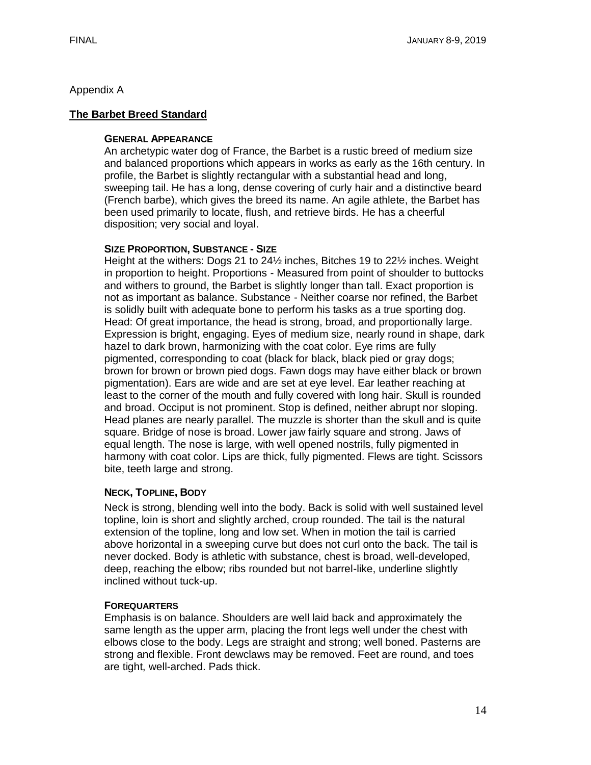Appendix A

## The Barbet Breed Standard

### General Appearance

An archetypic water dog of France, the Barbet is a rustic breed of medium size and balanced proportions which appears in works as early as the 16th century. In profile, the Barbet is slightly rectangular with a substantial head and long, sweeping tail. He has a long, dense covering of curly hair and a distinctive beard (French barbe), which gives the breed its name. An agile athlete, the Barbet has been used primarily to locate, flush, and retrieve birds. He has a cheerful disposition; very social and loyal.

### Size Proportion, Substance - Size

Height at the withers: Dogs 21 to 24½ inches, Bitches 19 to 22½ inches. Weight in proportion to height. Proportions - Measured from point of shoulder to buttocks and withers to ground, the Barbet is slightly longer than tall. Exact proportion is not as important as balance. Substance - Neither coarse nor refined, the Barbet is solidly built with adequate bone to perform his tasks as a true sporting dog. Head: Of great importance, the head is strong, broad, and proportionally large. Expression is bright, engaging. Eyes of medium size, nearly round in shape, dark hazel to dark brown, harmonizing with the coat color. Eye rims are fully pigmented, corresponding to coat (black for black, black pied or gray dogs; brown for brown or brown pied dogs. Fawn dogs may have either black or brown pigmentation). Ears are wide and are set at eye level. Ear leather reaching at least to the corner of the mouth and fully covered with long hair. Skull is rounded and broad. Occiput is not prominent. Stop is defined, neither abrupt nor sloping. Head planes are nearly parallel. The muzzle is shorter than the skull and is quite square. Bridge of nose is broad. Lower jaw fairly square and strong. Jaws of equal length. The nose is large, with well opened nostrils, fully pigmented in harmony with coat color. Lips are thick, fully pigmented. Flews are tight. Scissors bite, teeth large and strong.

### Neck, Topline, Body

Neck is strong, blending well into the body. Back is solid with well sustained level topline, loin is short and slightly arched, croup rounded. The tail is the natural extension of the topline, long and low set. When in motion the tail is carried above horizontal in a sweeping curve but does not curl onto the back. The tail is never docked. Body is athletic with substance, chest is broad, well-developed, deep, reaching the elbow; ribs rounded but not barrel-like, underline slightly inclined without tuck-up.

### Forequarters

Emphasis is on balance. Shoulders are well laid back and approximately the same length as the upper arm, placing the front legs well under the chest with elbows close to the body. Legs are straight and strong; well boned. Pasterns are strong and flexible. Front dewclaws may be removed. Feet are round, and toes are tight, well-arched. Pads thick.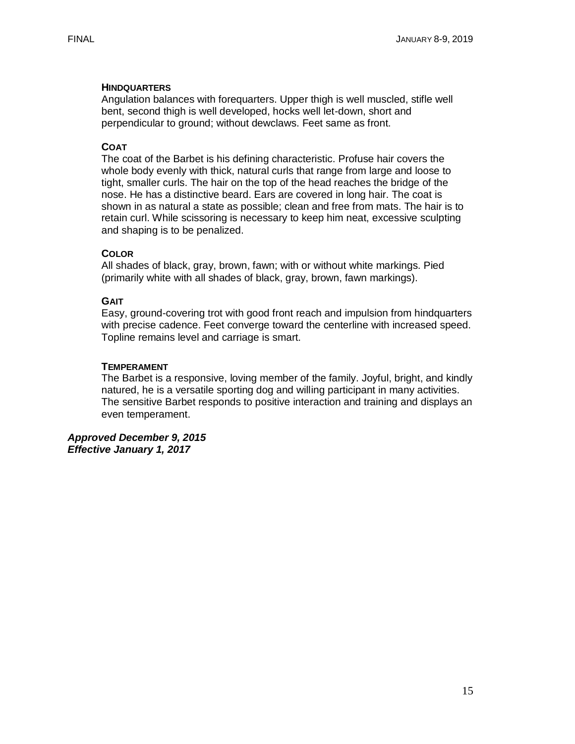### Hindquarters

Angulation balances with forequarters. Upper thigh is well muscled, stifle well bent, second thigh is well developed, hocks well let-down, short and perpendicular to ground; without dewclaws. Feet same as front.

### Coat

The coat of the Barbet is his defining characteristic. Profuse hair covers the whole body evenly with thick, natural curls that range from large and loose to tight, smaller curls. The hair on the top of the head reaches the bridge of the nose. He has a distinctive beard. Ears are covered in long hair. The coat is shown in as natural a state as possible; clean and free from mats. The hair is to retain curl. While scissoring is necessary to keep him neat, excessive sculpting and shaping is to be penalized.

### Color

All shades of black, gray, brown, fawn; with or without white markings. Pied (primarily white with all shades of black, gray, brown, fawn markings).

### Gait

Easy, ground-covering trot with good front reach and impulsion from hindquarters with precise cadence. Feet converge toward the centerline with increased speed. Topline remains level and carriage is smart.

### Temperament

The Barbet is a responsive, loving member of the family. Joyful, bright, and kindly natured, he is a versatile sporting dog and willing participant in many activities. The sensitive Barbet responds to positive interaction and training and displays an even temperament.

***Approved December 9, 2015***
***Effective January 1, 2017***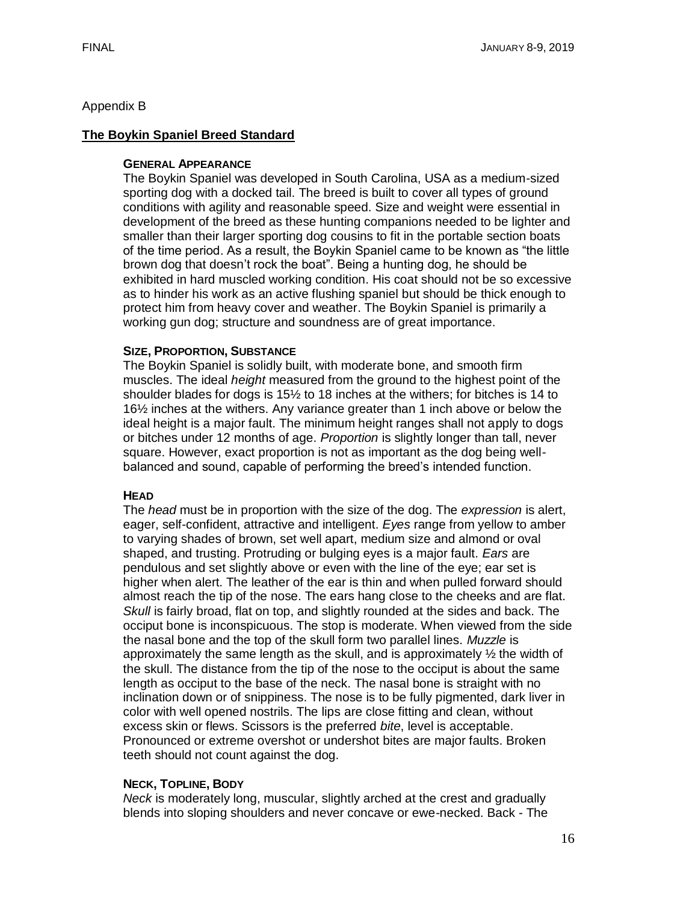Appendix B

## The Boykin Spaniel Breed Standard

### General Appearance

The Boykin Spaniel was developed in South Carolina, USA as a medium-sized sporting dog with a docked tail. The breed is built to cover all types of ground conditions with agility and reasonable speed. Size and weight were essential in development of the breed as these hunting companions needed to be lighter and smaller than their larger sporting dog cousins to fit in the portable section boats of the time period. As a result, the Boykin Spaniel came to be known as "the little brown dog that doesn't rock the boat". Being a hunting dog, he should be exhibited in hard muscled working condition. His coat should not be so excessive as to hinder his work as an active flushing spaniel but should be thick enough to protect him from heavy cover and weather. The Boykin Spaniel is primarily a working gun dog; structure and soundness are of great importance.

### Size, Proportion, Substance

The Boykin Spaniel is solidly built, with moderate bone, and smooth firm muscles. The ideal *height* measured from the ground to the highest point of the shoulder blades for dogs is 15½ to 18 inches at the withers; for bitches is 14 to 16½ inches at the withers. Any variance greater than 1 inch above or below the ideal height is a major fault. The minimum height ranges shall not apply to dogs or bitches under 12 months of age. *Proportion* is slightly longer than tall, never square. However, exact proportion is not as important as the dog being well-balanced and sound, capable of performing the breed's intended function.

### Head

The *head* must be in proportion with the size of the dog. The *expression* is alert, eager, self-confident, attractive and intelligent. *Eyes* range from yellow to amber to varying shades of brown, set well apart, medium size and almond or oval shaped, and trusting. Protruding or bulging eyes is a major fault. *Ears* are pendulous and set slightly above or even with the line of the eye; ear set is higher when alert. The leather of the ear is thin and when pulled forward should almost reach the tip of the nose. The ears hang close to the cheeks and are flat. *Skull* is fairly broad, flat on top, and slightly rounded at the sides and back. The occiput bone is inconspicuous. The stop is moderate. When viewed from the side the nasal bone and the top of the skull form two parallel lines. *Muzzle* is approximately the same length as the skull, and is approximately ½ the width of the skull. The distance from the tip of the nose to the occiput is about the same length as occiput to the base of the neck. The nasal bone is straight with no inclination down or of snippiness. The nose is to be fully pigmented, dark liver in color with well opened nostrils. The lips are close fitting and clean, without excess skin or flews. Scissors is the preferred *bite*, level is acceptable. Pronounced or extreme overshot or undershot bites are major faults. Broken teeth should not count against the dog.

### Neck, Topline, Body

*Neck* is moderately long, muscular, slightly arched at the crest and gradually blends into sloping shoulders and never concave or ewe-necked. Back - The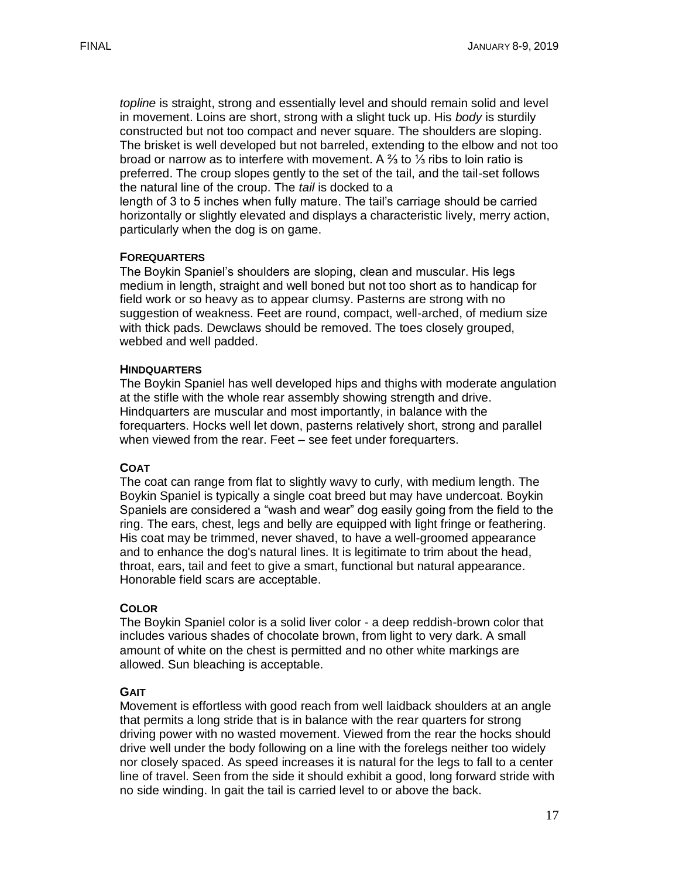*topline* is straight, strong and essentially level and should remain solid and level in movement. Loins are short, strong with a slight tuck up. His *body* is sturdily constructed but not too compact and never square. The shoulders are sloping. The brisket is well developed but not barreled, extending to the elbow and not too broad or narrow as to interfere with movement. A ⅔ to ⅓ ribs to loin ratio is preferred. The croup slopes gently to the set of the tail, and the tail-set follows the natural line of the croup. The *tail* is docked to a length of 3 to 5 inches when fully mature. The tail's carriage should be carried horizontally or slightly elevated and displays a characteristic lively, merry action, particularly when the dog is on game.

**FOREQUARTERS**

The Boykin Spaniel's shoulders are sloping, clean and muscular. His legs medium in length, straight and well boned but not too short as to handicap for field work or so heavy as to appear clumsy. Pasterns are strong with no suggestion of weakness. Feet are round, compact, well-arched, of medium size with thick pads. Dewclaws should be removed. The toes closely grouped, webbed and well padded.

**HINDQUARTERS**

The Boykin Spaniel has well developed hips and thighs with moderate angulation at the stifle with the whole rear assembly showing strength and drive. Hindquarters are muscular and most importantly, in balance with the forequarters. Hocks well let down, pasterns relatively short, strong and parallel when viewed from the rear. Feet – see feet under forequarters.

**COAT**

The coat can range from flat to slightly wavy to curly, with medium length. The Boykin Spaniel is typically a single coat breed but may have undercoat. Boykin Spaniels are considered a "wash and wear" dog easily going from the field to the ring. The ears, chest, legs and belly are equipped with light fringe or feathering. His coat may be trimmed, never shaved, to have a well-groomed appearance and to enhance the dog's natural lines. It is legitimate to trim about the head, throat, ears, tail and feet to give a smart, functional but natural appearance. Honorable field scars are acceptable.

**COLOR**

The Boykin Spaniel color is a solid liver color - a deep reddish-brown color that includes various shades of chocolate brown, from light to very dark. A small amount of white on the chest is permitted and no other white markings are allowed. Sun bleaching is acceptable.

**GAIT**

Movement is effortless with good reach from well laidback shoulders at an angle that permits a long stride that is in balance with the rear quarters for strong driving power with no wasted movement. Viewed from the rear the hocks should drive well under the body following on a line with the forelegs neither too widely nor closely spaced. As speed increases it is natural for the legs to fall to a center line of travel. Seen from the side it should exhibit a good, long forward stride with no side winding. In gait the tail is carried level to or above the back.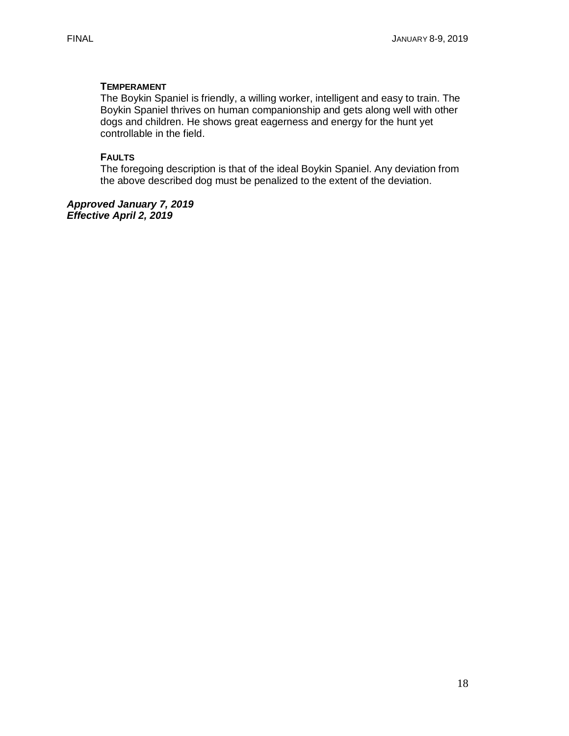### Temperament

The Boykin Spaniel is friendly, a willing worker, intelligent and easy to train. The Boykin Spaniel thrives on human companionship and gets along well with other dogs and children. He shows great eagerness and energy for the hunt yet controllable in the field.

### Faults

The foregoing description is that of the ideal Boykin Spaniel. Any deviation from the above described dog must be penalized to the extent of the deviation.

***Approved January 7, 2019***
***Effective April 2, 2019***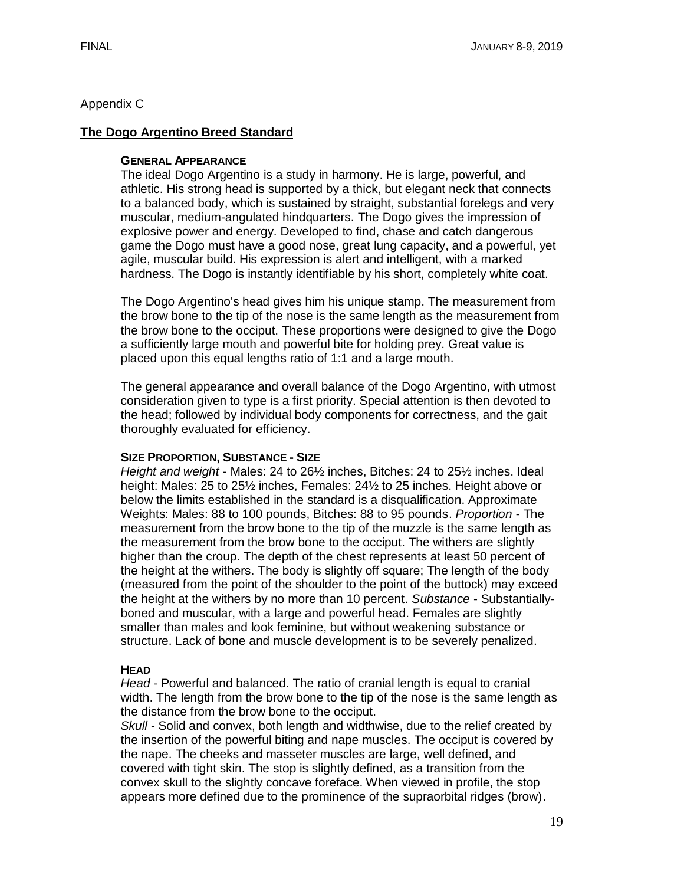Appendix C

## The Dogo Argentino Breed Standard

### General Appearance

The ideal Dogo Argentino is a study in harmony. He is large, powerful, and athletic. His strong head is supported by a thick, but elegant neck that connects to a balanced body, which is sustained by straight, substantial forelegs and very muscular, medium-angulated hindquarters. The Dogo gives the impression of explosive power and energy. Developed to find, chase and catch dangerous game the Dogo must have a good nose, great lung capacity, and a powerful, yet agile, muscular build. His expression is alert and intelligent, with a marked hardness. The Dogo is instantly identifiable by his short, completely white coat.

The Dogo Argentino's head gives him his unique stamp. The measurement from the brow bone to the tip of the nose is the same length as the measurement from the brow bone to the occiput. These proportions were designed to give the Dogo a sufficiently large mouth and powerful bite for holding prey. Great value is placed upon this equal lengths ratio of 1:1 and a large mouth.

The general appearance and overall balance of the Dogo Argentino, with utmost consideration given to type is a first priority. Special attention is then devoted to the head; followed by individual body components for correctness, and the gait thoroughly evaluated for efficiency.

### Size Proportion, Substance - Size

*Height and weight* - Males: 24 to 26½ inches, Bitches: 24 to 25½ inches. Ideal height: Males: 25 to 25½ inches, Females: 24½ to 25 inches. Height above or below the limits established in the standard is a disqualification. Approximate Weights: Males: 88 to 100 pounds, Bitches: 88 to 95 pounds. *Proportion* - The measurement from the brow bone to the tip of the muzzle is the same length as the measurement from the brow bone to the occiput. The withers are slightly higher than the croup. The depth of the chest represents at least 50 percent of the height at the withers. The body is slightly off square; The length of the body (measured from the point of the shoulder to the point of the buttock) may exceed the height at the withers by no more than 10 percent. *Substance* - Substantially-boned and muscular, with a large and powerful head. Females are slightly smaller than males and look feminine, but without weakening substance or structure. Lack of bone and muscle development is to be severely penalized.

### Head

*Head* - Powerful and balanced. The ratio of cranial length is equal to cranial width. The length from the brow bone to the tip of the nose is the same length as the distance from the brow bone to the occiput.
*Skull* - Solid and convex, both length and widthwise, due to the relief created by the insertion of the powerful biting and nape muscles. The occiput is covered by the nape. The cheeks and masseter muscles are large, well defined, and covered with tight skin. The stop is slightly defined, as a transition from the convex skull to the slightly concave foreface. When viewed in profile, the stop appears more defined due to the prominence of the supraorbital ridges (brow).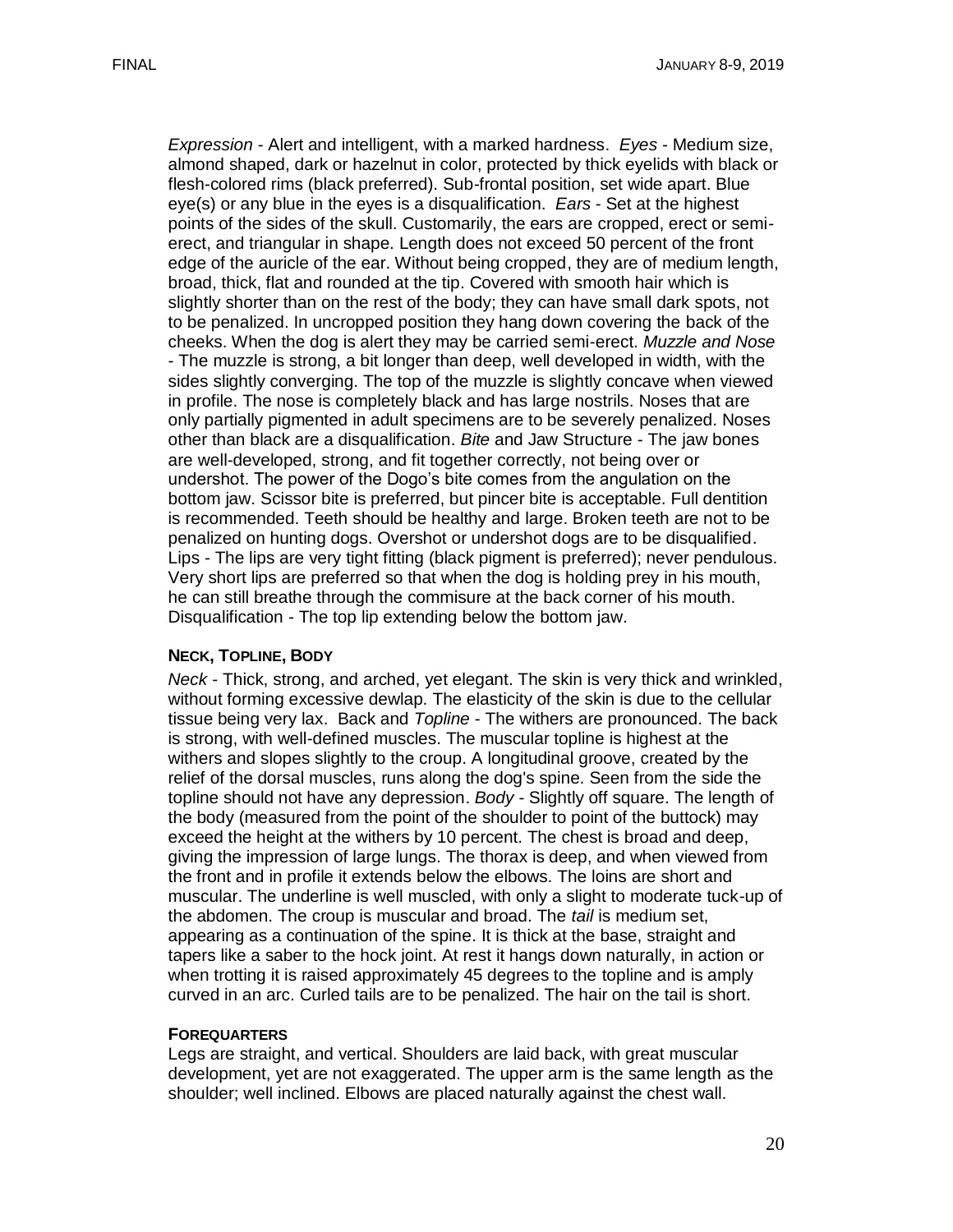*Expression* - Alert and intelligent, with a marked hardness. *Eyes* - Medium size, almond shaped, dark or hazelnut in color, protected by thick eyelids with black or flesh-colored rims (black preferred). Sub-frontal position, set wide apart. Blue eye(s) or any blue in the eyes is a disqualification. *Ears* - Set at the highest points of the sides of the skull. Customarily, the ears are cropped, erect or semi-erect, and triangular in shape. Length does not exceed 50 percent of the front edge of the auricle of the ear. Without being cropped, they are of medium length, broad, thick, flat and rounded at the tip. Covered with smooth hair which is slightly shorter than on the rest of the body; they can have small dark spots, not to be penalized. In uncropped position they hang down covering the back of the cheeks. When the dog is alert they may be carried semi-erect. *Muzzle and Nose* - The muzzle is strong, a bit longer than deep, well developed in width, with the sides slightly converging. The top of the muzzle is slightly concave when viewed in profile. The nose is completely black and has large nostrils. Noses that are only partially pigmented in adult specimens are to be severely penalized. Noses other than black are a disqualification. *Bite* and Jaw Structure - The jaw bones are well-developed, strong, and fit together correctly, not being over or undershot. The power of the Dogo's bite comes from the angulation on the bottom jaw. Scissor bite is preferred, but pincer bite is acceptable. Full dentition is recommended. Teeth should be healthy and large. Broken teeth are not to be penalized on hunting dogs. Overshot or undershot dogs are to be disqualified. Lips - The lips are very tight fitting (black pigment is preferred); never pendulous. Very short lips are preferred so that when the dog is holding prey in his mouth, he can still breathe through the commisure at the back corner of his mouth. Disqualification - The top lip extending below the bottom jaw.

**NECK, TOPLINE, BODY**

*Neck* - Thick, strong, and arched, yet elegant. The skin is very thick and wrinkled, without forming excessive dewlap. The elasticity of the skin is due to the cellular tissue being very lax. Back and *Topline* - The withers are pronounced. The back is strong, with well-defined muscles. The muscular topline is highest at the withers and slopes slightly to the croup. A longitudinal groove, created by the relief of the dorsal muscles, runs along the dog's spine. Seen from the side the topline should not have any depression. *Body* - Slightly off square. The length of the body (measured from the point of the shoulder to point of the buttock) may exceed the height at the withers by 10 percent. The chest is broad and deep, giving the impression of large lungs. The thorax is deep, and when viewed from the front and in profile it extends below the elbows. The loins are short and muscular. The underline is well muscled, with only a slight to moderate tuck-up of the abdomen. The croup is muscular and broad. The *tail* is medium set, appearing as a continuation of the spine. It is thick at the base, straight and tapers like a saber to the hock joint. At rest it hangs down naturally, in action or when trotting it is raised approximately 45 degrees to the topline and is amply curved in an arc. Curled tails are to be penalized. The hair on the tail is short.

**FOREQUARTERS**

Legs are straight, and vertical. Shoulders are laid back, with great muscular development, yet are not exaggerated. The upper arm is the same length as the shoulder; well inclined. Elbows are placed naturally against the chest wall.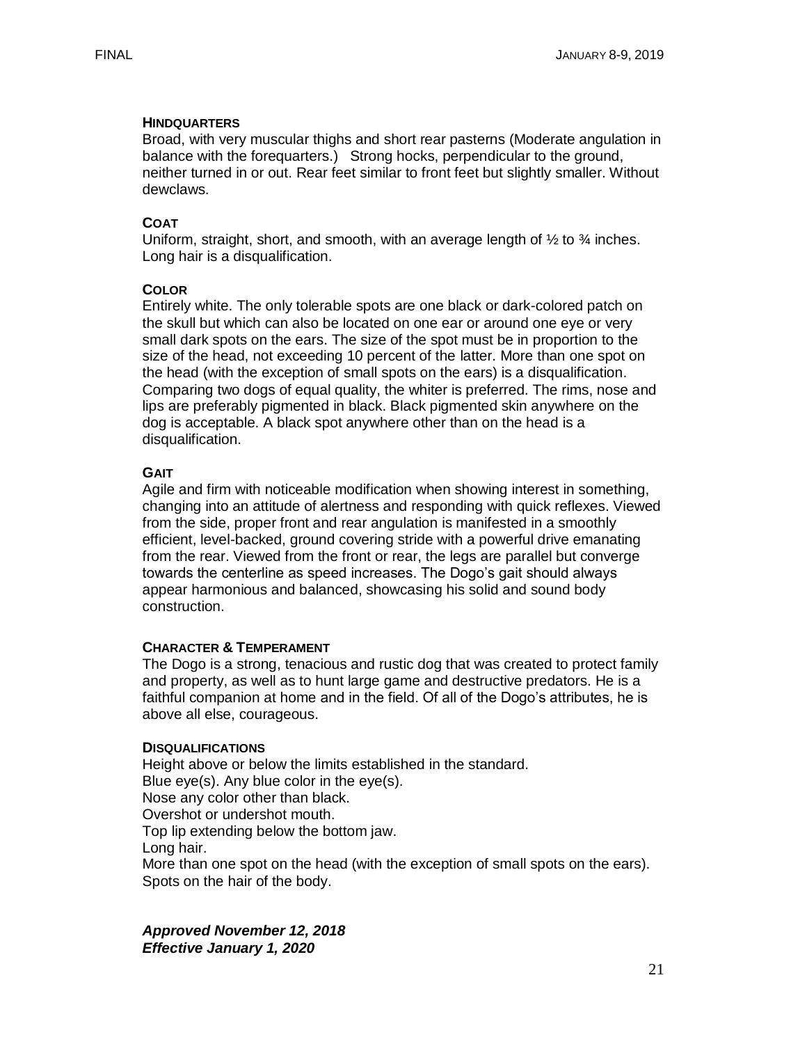### HINDQUARTERS

Broad, with very muscular thighs and short rear pasterns (Moderate angulation in balance with the forequarters.) Strong hocks, perpendicular to the ground, neither turned in or out. Rear feet similar to front feet but slightly smaller. Without dewclaws.

### COAT

Uniform, straight, short, and smooth, with an average length of ½ to ¾ inches. Long hair is a disqualification.

### COLOR

Entirely white. The only tolerable spots are one black or dark-colored patch on the skull but which can also be located on one ear or around one eye or very small dark spots on the ears. The size of the spot must be in proportion to the size of the head, not exceeding 10 percent of the latter. More than one spot on the head (with the exception of small spots on the ears) is a disqualification. Comparing two dogs of equal quality, the whiter is preferred. The rims, nose and lips are preferably pigmented in black. Black pigmented skin anywhere on the dog is acceptable. A black spot anywhere other than on the head is a disqualification.

### GAIT

Agile and firm with noticeable modification when showing interest in something, changing into an attitude of alertness and responding with quick reflexes. Viewed from the side, proper front and rear angulation is manifested in a smoothly efficient, level-backed, ground covering stride with a powerful drive emanating from the rear. Viewed from the front or rear, the legs are parallel but converge towards the centerline as speed increases. The Dogo's gait should always appear harmonious and balanced, showcasing his solid and sound body construction.

### CHARACTER & TEMPERAMENT

The Dogo is a strong, tenacious and rustic dog that was created to protect family and property, as well as to hunt large game and destructive predators. He is a faithful companion at home and in the field. Of all of the Dogo's attributes, he is above all else, courageous.

### DISQUALIFICATIONS

Height above or below the limits established in the standard.
Blue eye(s). Any blue color in the eye(s).
Nose any color other than black.
Overshot or undershot mouth.
Top lip extending below the bottom jaw.
Long hair.
More than one spot on the head (with the exception of small spots on the ears).
Spots on the hair of the body.

***Approved November 12, 2018***
***Effective January 1, 2020***